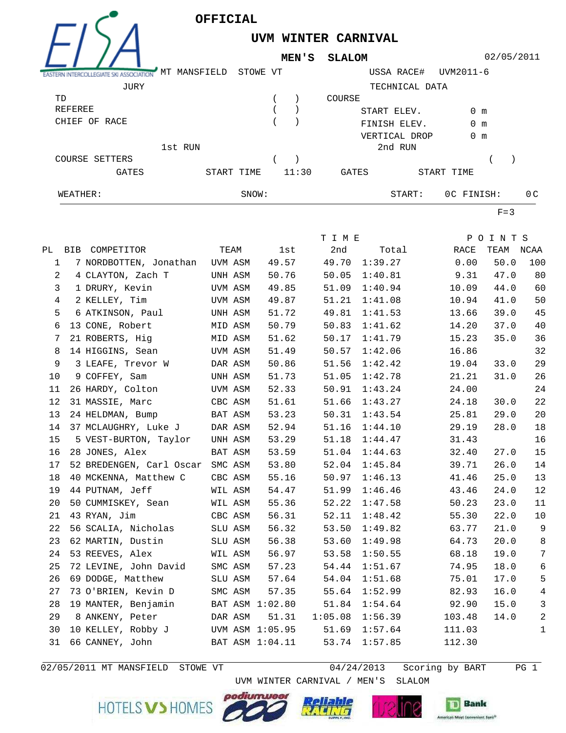# OFFICIAL

## UVM WINTER CARNIVAL

### MEN'S SLALOM

02/05/2011

MT MANSFIELD STOWE VT

USSA RACE# UVM2011-6

JURY

TD ( )
REFEREE ( )
CHIEF OF RACE ( )

TECHNICAL DATA

COURSE
START ELEV. 0 m
FINISH ELEV. 0 m
VERTICAL DROP 0 m

1st RUN

COURSE SETTERS ( )
GATES START TIME 11:30

2nd RUN
( )
GATES START TIME

WEATHER: SNOW: START: 0C FINISH: 0C

F=3

| PL | BIB | COMPETITOR | TEAM | TIME 1st | 2nd | Total | POINTS RACE | TEAM | NCAA |
|---|---|---|---|---|---|---|---|---|---|
| 1 | 7 | NORDBOTTEN, Jonathan | UVM ASM | 49.57 | 49.70 | 1:39.27 | 0.00 | 50.0 | 100 |
| 2 | 4 | CLAYTON, Zach T | UNH ASM | 50.76 | 50.05 | 1:40.81 | 9.31 | 47.0 | 80 |
| 3 | 1 | DRURY, Kevin | UVM ASM | 49.85 | 51.09 | 1:40.94 | 10.09 | 44.0 | 60 |
| 4 | 2 | KELLEY, Tim | UVM ASM | 49.87 | 51.21 | 1:41.08 | 10.94 | 41.0 | 50 |
| 5 | 6 | ATKINSON, Paul | UNH ASM | 51.72 | 49.81 | 1:41.53 | 13.66 | 39.0 | 45 |
| 6 | 13 | CONE, Robert | MID ASM | 50.79 | 50.83 | 1:41.62 | 14.20 | 37.0 | 40 |
| 7 | 21 | ROBERTS, Hig | MID ASM | 51.62 | 50.17 | 1:41.79 | 15.23 | 35.0 | 36 |
| 8 | 14 | HIGGINS, Sean | UVM ASM | 51.49 | 50.57 | 1:42.06 | 16.86 | | 32 |
| 9 | 3 | LEAFE, Trevor W | DAR ASM | 50.86 | 51.56 | 1:42.42 | 19.04 | 33.0 | 29 |
| 10 | 9 | COFFEY, Sam | UNH ASM | 51.73 | 51.05 | 1:42.78 | 21.21 | 31.0 | 26 |
| 11 | 26 | HARDY, Colton | UVM ASM | 52.33 | 50.91 | 1:43.24 | 24.00 | | 24 |
| 12 | 31 | MASSIE, Marc | CBC ASM | 51.61 | 51.66 | 1:43.27 | 24.18 | 30.0 | 22 |
| 13 | 24 | HELDMAN, Bump | BAT ASM | 53.23 | 50.31 | 1:43.54 | 25.81 | 29.0 | 20 |
| 14 | 37 | MCLAUGHRY, Luke J | DAR ASM | 52.94 | 51.16 | 1:44.10 | 29.19 | 28.0 | 18 |
| 15 | 5 | VEST-BURTON, Taylor | UNH ASM | 53.29 | 51.18 | 1:44.47 | 31.43 | | 16 |
| 16 | 28 | JONES, Alex | BAT ASM | 53.59 | 51.04 | 1:44.63 | 32.40 | 27.0 | 15 |
| 17 | 52 | BREDENGEN, Carl Oscar | SMC ASM | 53.80 | 52.04 | 1:45.84 | 39.71 | 26.0 | 14 |
| 18 | 40 | MCKENNA, Matthew C | CBC ASM | 55.16 | 50.97 | 1:46.13 | 41.46 | 25.0 | 13 |
| 19 | 44 | PUTNAM, Jeff | WIL ASM | 54.47 | 51.99 | 1:46.46 | 43.46 | 24.0 | 12 |
| 20 | 50 | CUMMISKEY, Sean | WIL ASM | 55.36 | 52.22 | 1:47.58 | 50.23 | 23.0 | 11 |
| 21 | 43 | RYAN, Jim | CBC ASM | 56.31 | 52.11 | 1:48.42 | 55.30 | 22.0 | 10 |
| 22 | 56 | SCALIA, Nicholas | SLU ASM | 56.32 | 53.50 | 1:49.82 | 63.77 | 21.0 | 9 |
| 23 | 62 | MARTIN, Dustin | SLU ASM | 56.38 | 53.60 | 1:49.98 | 64.73 | 20.0 | 8 |
| 24 | 53 | REEVES, Alex | WIL ASM | 56.97 | 53.58 | 1:50.55 | 68.18 | 19.0 | 7 |
| 25 | 72 | LEVINE, John David | SMC ASM | 57.23 | 54.44 | 1:51.67 | 74.95 | 18.0 | 6 |
| 26 | 69 | DODGE, Matthew | SLU ASM | 57.64 | 54.04 | 1:51.68 | 75.01 | 17.0 | 5 |
| 27 | 73 | O'BRIEN, Kevin D | SMC ASM | 57.35 | 55.64 | 1:52.99 | 82.93 | 16.0 | 4 |
| 28 | 19 | MANTER, Benjamin | BAT ASM | 1:02.80 | 51.84 | 1:54.64 | 92.90 | 15.0 | 3 |
| 29 | 8 | ANKENY, Peter | DAR ASM | 51.31 | 1:05.08 | 1:56.39 | 103.48 | 14.0 | 2 |
| 30 | 10 | KELLEY, Robby J | UVM ASM | 1:05.95 | 51.69 | 1:57.64 | 111.03 | | 1 |
| 31 | 66 | CANNEY, John | BAT ASM | 1:04.11 | 53.74 | 1:57.85 | 112.30 | | |

02/05/2011 MT MANSFIELD STOWE VT 04/24/2013 Scoring by BART

UVM WINTER CARNIVAL / MEN'S SLALOM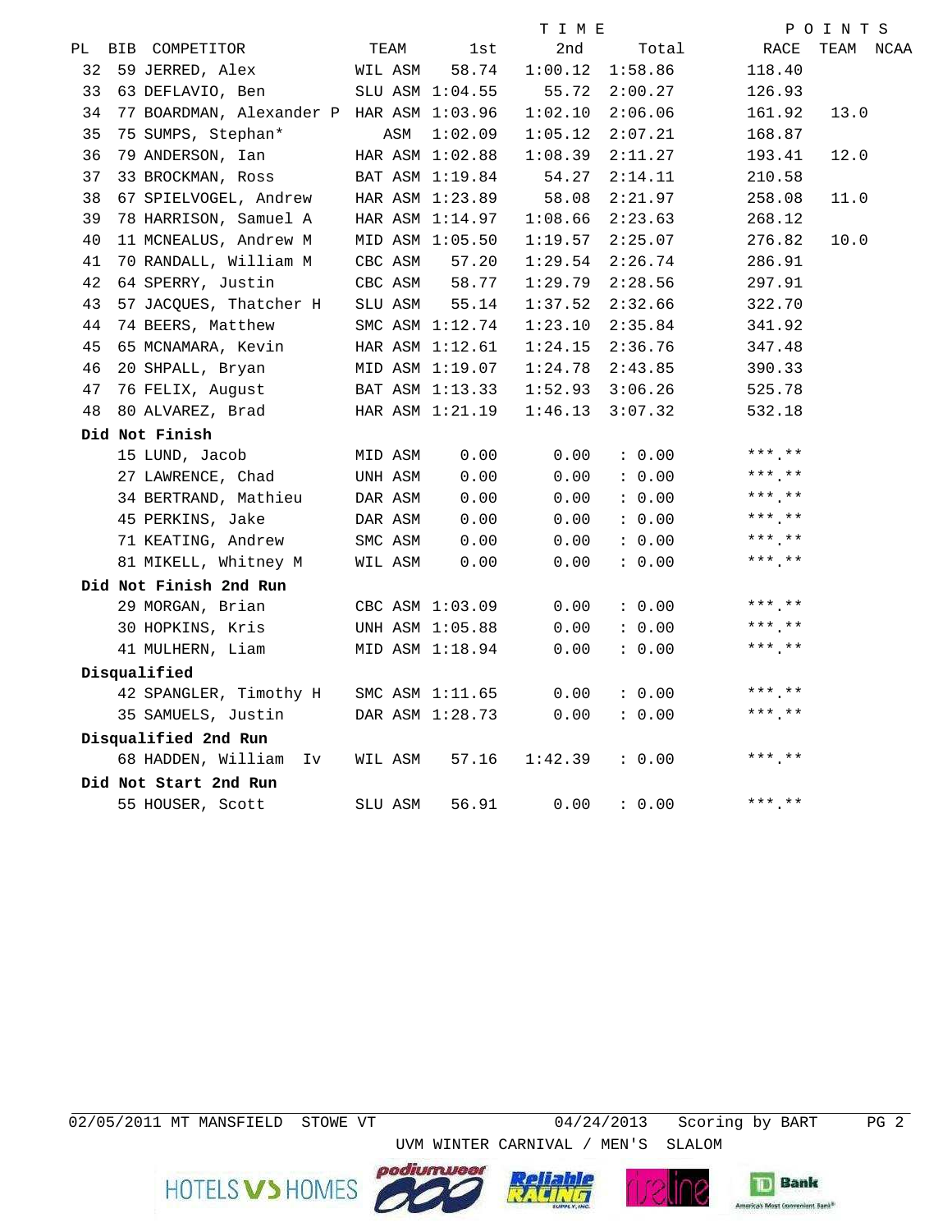| PL | BIB | COMPETITOR | TEAM | TIME 1st | TIME 2nd | TIME Total | POINTS RACE | POINTS TEAM | POINTS NCAA |
|---|---|---|---|---|---|---|---|---|---|
| 32 | 59 | JERRED, Alex | WIL ASM | 58.74 | 1:00.12 | 1:58.86 | 118.40 | | |
| 33 | 63 | DEFLAVIO, Ben | SLU ASM | 1:04.55 | 55.72 | 2:00.27 | 126.93 | | |
| 34 | 77 | BOARDMAN, Alexander P | HAR ASM | 1:03.96 | 1:02.10 | 2:06.06 | 161.92 | 13.0 | |
| 35 | 75 | SUMPS, Stephan* | ASM | 1:02.09 | 1:05.12 | 2:07.21 | 168.87 | | |
| 36 | 79 | ANDERSON, Ian | HAR ASM | 1:02.88 | 1:08.39 | 2:11.27 | 193.41 | 12.0 | |
| 37 | 33 | BROCKMAN, Ross | BAT ASM | 1:19.84 | 54.27 | 2:14.11 | 210.58 | | |
| 38 | 67 | SPIELVOGEL, Andrew | HAR ASM | 1:23.89 | 58.08 | 2:21.97 | 258.08 | 11.0 | |
| 39 | 78 | HARRISON, Samuel A | HAR ASM | 1:14.97 | 1:08.66 | 2:23.63 | 268.12 | | |
| 40 | 11 | MCNEALUS, Andrew M | MID ASM | 1:05.50 | 1:19.57 | 2:25.07 | 276.82 | 10.0 | |
| 41 | 70 | RANDALL, William M | CBC ASM | 57.20 | 1:29.54 | 2:26.74 | 286.91 | | |
| 42 | 64 | SPERRY, Justin | CBC ASM | 58.77 | 1:29.79 | 2:28.56 | 297.91 | | |
| 43 | 57 | JACQUES, Thatcher H | SLU ASM | 55.14 | 1:37.52 | 2:32.66 | 322.70 | | |
| 44 | 74 | BEERS, Matthew | SMC ASM | 1:12.74 | 1:23.10 | 2:35.84 | 341.92 | | |
| 45 | 65 | MCNAMARA, Kevin | HAR ASM | 1:12.61 | 1:24.15 | 2:36.76 | 347.48 | | |
| 46 | 20 | SHPALL, Bryan | MID ASM | 1:19.07 | 1:24.78 | 2:43.85 | 390.33 | | |
| 47 | 76 | FELIX, August | BAT ASM | 1:13.33 | 1:52.93 | 3:06.26 | 525.78 | | |
| 48 | 80 | ALVAREZ, Brad | HAR ASM | 1:21.19 | 1:46.13 | 3:07.32 | 532.18 | | |
| **Did Not Finish** | | | | | | | | | |
| | 15 | LUND, Jacob | MID ASM | 0.00 | 0.00 | : 0.00 | ***.** | | |
| | 27 | LAWRENCE, Chad | UNH ASM | 0.00 | 0.00 | : 0.00 | ***.** | | |
| | 34 | BERTRAND, Mathieu | DAR ASM | 0.00 | 0.00 | : 0.00 | ***.** | | |
| | 45 | PERKINS, Jake | DAR ASM | 0.00 | 0.00 | : 0.00 | ***.** | | |
| | 71 | KEATING, Andrew | SMC ASM | 0.00 | 0.00 | : 0.00 | ***.** | | |
| | 81 | MIKELL, Whitney M | WIL ASM | 0.00 | 0.00 | : 0.00 | ***.** | | |
| **Did Not Finish 2nd Run** | | | | | | | | | |
| | 29 | MORGAN, Brian | CBC ASM | 1:03.09 | 0.00 | : 0.00 | ***.** | | |
| | 30 | HOPKINS, Kris | UNH ASM | 1:05.88 | 0.00 | : 0.00 | ***.** | | |
| | 41 | MULHERN, Liam | MID ASM | 1:18.94 | 0.00 | : 0.00 | ***.** | | |
| **Disqualified** | | | | | | | | | |
| | 42 | SPANGLER, Timothy H | SMC ASM | 1:11.65 | 0.00 | : 0.00 | ***.** | | |
| | 35 | SAMUELS, Justin | DAR ASM | 1:28.73 | 0.00 | : 0.00 | ***.** | | |
| **Disqualified 2nd Run** | | | | | | | | | |
| | 68 | HADDEN, William Iv | WIL ASM | 57.16 | 1:42.39 | : 0.00 | ***.** | | |
| **Did Not Start 2nd Run** | | | | | | | | | |
| | 55 | HOUSER, Scott | SLU ASM | 56.91 | 0.00 | : 0.00 | ***.** | | |

02/05/2011 MT MANSFIELD STOWE VT 04/24/2013 Scoring by BART

UVM WINTER CARNIVAL / MEN'S SLALOM